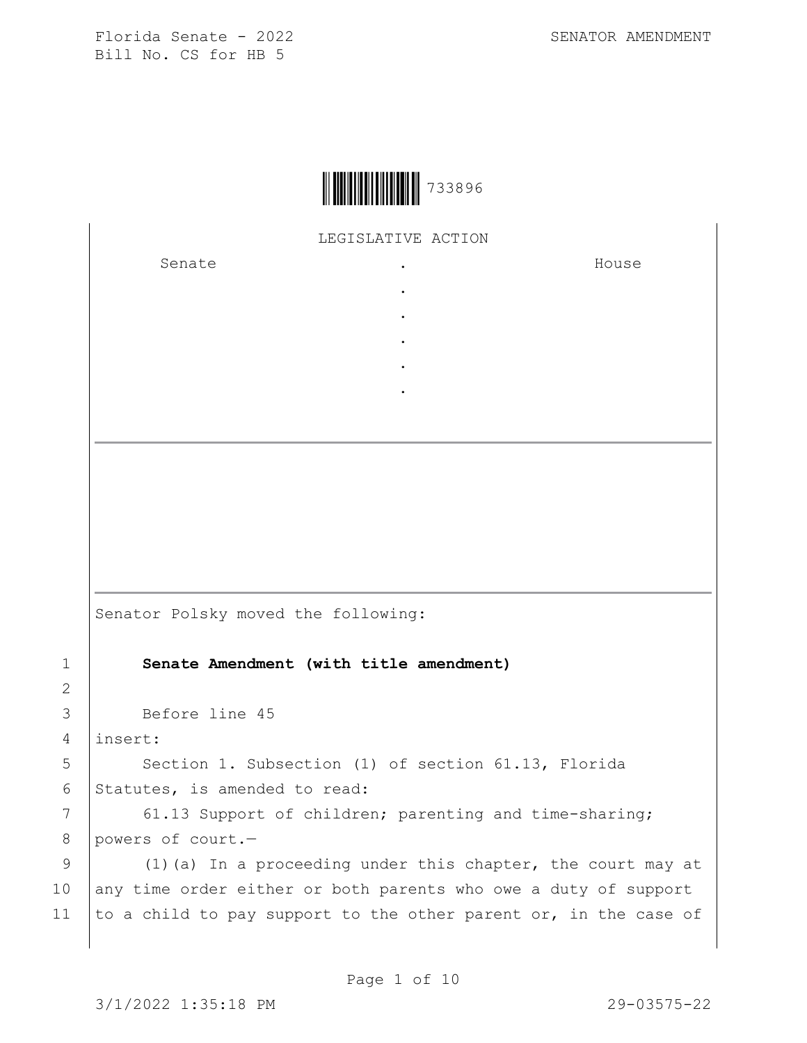Florida Senate - 2022 SENATOR AMENDMENT
Bill No. CS for HB 5

733896

LEGISLATIVE ACTION

| Senate | . | House |
|---|---|---|
| | . | |
| | . | |
| | . | |
| | . | |
| | . | |

Senator Polsky moved the following:

1 **Senate Amendment (with title amendment)**

2

3 Before line 45

4 insert:

5 Section 1. Subsection (1) of section 61.13, Florida

6 Statutes, is amended to read:

7 61.13 Support of children; parenting and time-sharing;

8 powers of court.—

9 (1)(a) In a proceeding under this chapter, the court may at

10 any time order either or both parents who owe a duty of support

11 to a child to pay support to the other parent or, in the case of

3/1/2022 1:35:18 PM 29-03575-22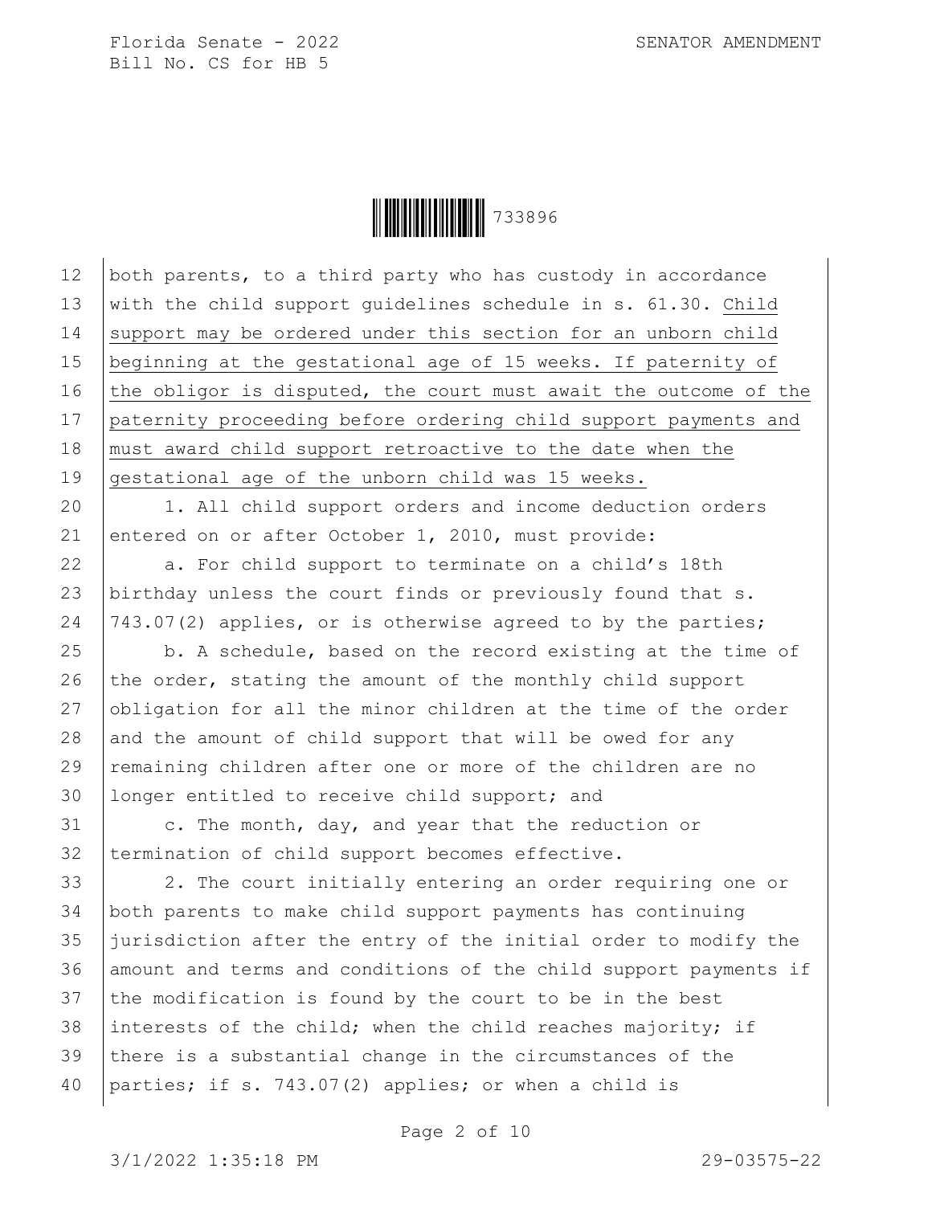both parents, to a third party who has custody in accordance with the child support guidelines schedule in s. 61.30. Child support may be ordered under this section for an unborn child beginning at the gestational age of 15 weeks. If paternity of the obligor is disputed, the court must await the outcome of the paternity proceeding before ordering child support payments and must award child support retroactive to the date when the gestational age of the unborn child was 15 weeks.

1. All child support orders and income deduction orders entered on or after October 1, 2010, must provide:

a. For child support to terminate on a child's 18th birthday unless the court finds or previously found that s. 743.07(2) applies, or is otherwise agreed to by the parties;

b. A schedule, based on the record existing at the time of the order, stating the amount of the monthly child support obligation for all the minor children at the time of the order and the amount of child support that will be owed for any remaining children after one or more of the children are no longer entitled to receive child support; and

c. The month, day, and year that the reduction or termination of child support becomes effective.

2. The court initially entering an order requiring one or both parents to make child support payments has continuing jurisdiction after the entry of the initial order to modify the amount and terms and conditions of the child support payments if the modification is found by the court to be in the best interests of the child; when the child reaches majority; if there is a substantial change in the circumstances of the parties; if s. 743.07(2) applies; or when a child is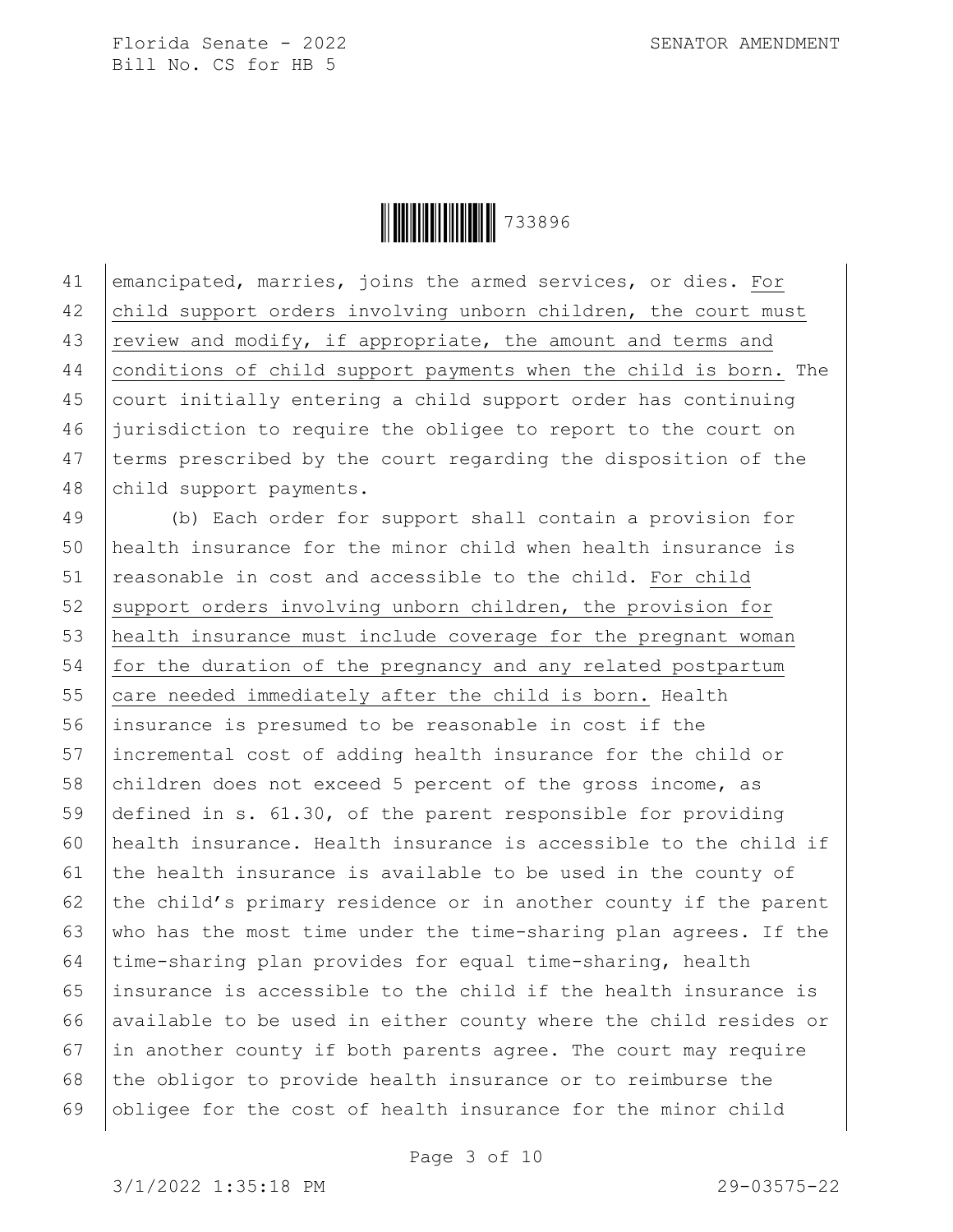emancipated, marries, joins the armed services, or dies. <u>For child support orders involving unborn children, the court must review and modify, if appropriate, the amount and terms and conditions of child support payments when the child is born.</u> The court initially entering a child support order has continuing jurisdiction to require the obligee to report to the court on terms prescribed by the court regarding the disposition of the child support payments.

(b) Each order for support shall contain a provision for health insurance for the minor child when health insurance is reasonable in cost and accessible to the child. <u>For child support orders involving unborn children, the provision for health insurance must include coverage for the pregnant woman for the duration of the pregnancy and any related postpartum care needed immediately after the child is born.</u> Health insurance is presumed to be reasonable in cost if the incremental cost of adding health insurance for the child or children does not exceed 5 percent of the gross income, as defined in s. 61.30, of the parent responsible for providing health insurance. Health insurance is accessible to the child if the health insurance is available to be used in the county of the child's primary residence or in another county if the parent who has the most time under the time-sharing plan agrees. If the time-sharing plan provides for equal time-sharing, health insurance is accessible to the child if the health insurance is available to be used in either county where the child resides or in another county if both parents agree. The court may require the obligor to provide health insurance or to reimburse the obligee for the cost of health insurance for the minor child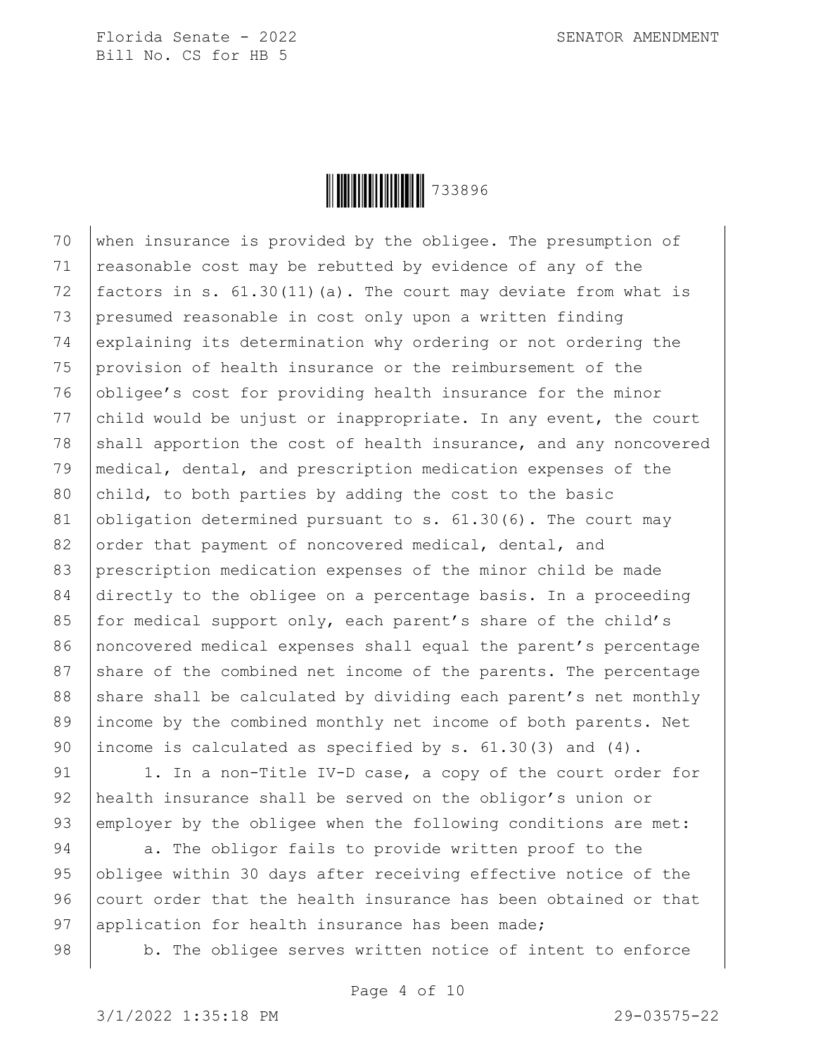when insurance is provided by the obligee. The presumption of reasonable cost may be rebutted by evidence of any of the factors in s. 61.30(11)(a). The court may deviate from what is presumed reasonable in cost only upon a written finding explaining its determination why ordering or not ordering the provision of health insurance or the reimbursement of the obligee's cost for providing health insurance for the minor child would be unjust or inappropriate. In any event, the court shall apportion the cost of health insurance, and any noncovered medical, dental, and prescription medication expenses of the child, to both parties by adding the cost to the basic obligation determined pursuant to s. 61.30(6). The court may order that payment of noncovered medical, dental, and prescription medication expenses of the minor child be made directly to the obligee on a percentage basis. In a proceeding for medical support only, each parent's share of the child's noncovered medical expenses shall equal the parent's percentage share of the combined net income of the parents. The percentage share shall be calculated by dividing each parent's net monthly income by the combined monthly net income of both parents. Net income is calculated as specified by s. 61.30(3) and (4).

1. In a non-Title IV-D case, a copy of the court order for health insurance shall be served on the obligor's union or employer by the obligee when the following conditions are met:

a. The obligor fails to provide written proof to the obligee within 30 days after receiving effective notice of the court order that the health insurance has been obtained or that application for health insurance has been made;

b. The obligee serves written notice of intent to enforce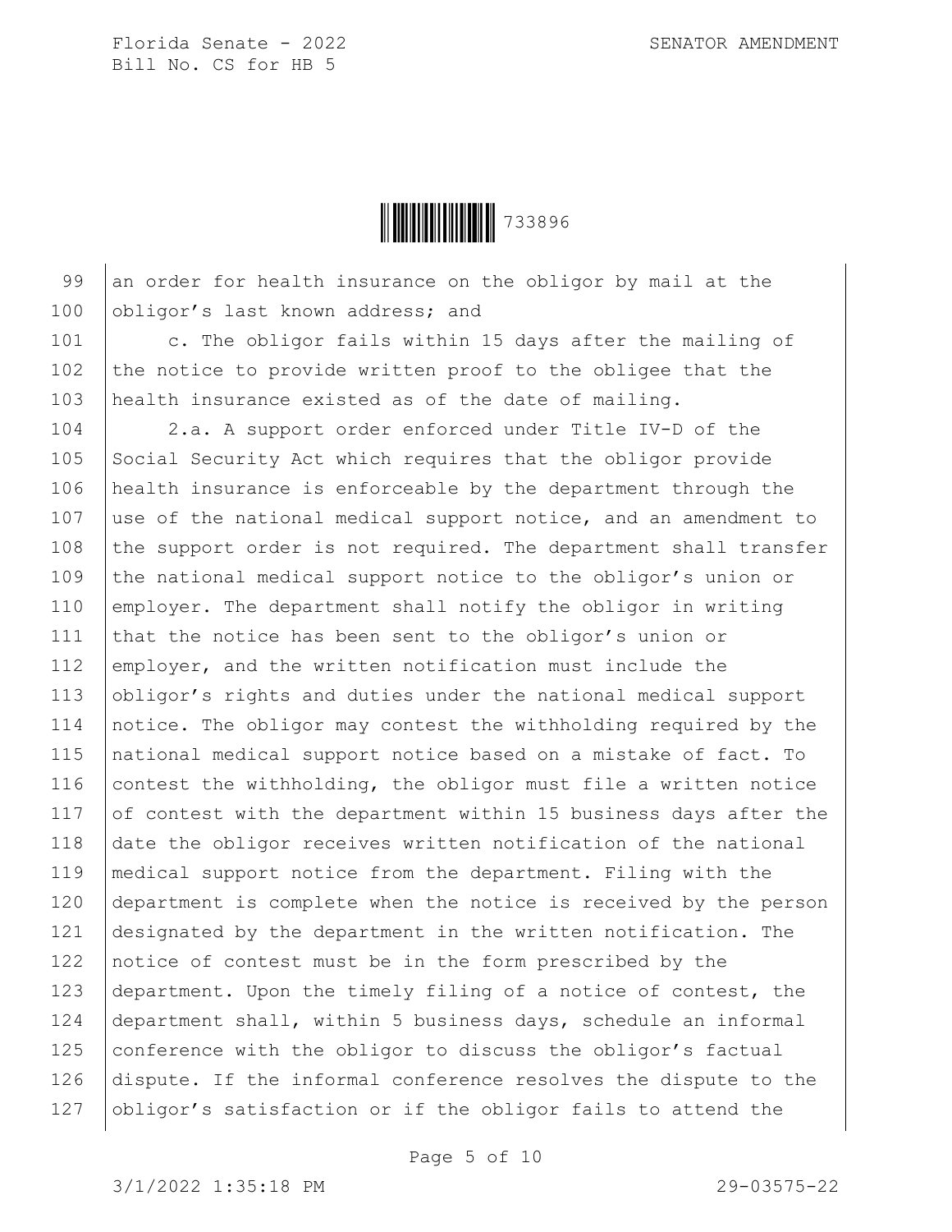an order for health insurance on the obligor by mail at the obligor's last known address; and

c. The obligor fails within 15 days after the mailing of the notice to provide written proof to the obligee that the health insurance existed as of the date of mailing.

2.a. A support order enforced under Title IV-D of the Social Security Act which requires that the obligor provide health insurance is enforceable by the department through the use of the national medical support notice, and an amendment to the support order is not required. The department shall transfer the national medical support notice to the obligor's union or employer. The department shall notify the obligor in writing that the notice has been sent to the obligor's union or employer, and the written notification must include the obligor's rights and duties under the national medical support notice. The obligor may contest the withholding required by the national medical support notice based on a mistake of fact. To contest the withholding, the obligor must file a written notice of contest with the department within 15 business days after the date the obligor receives written notification of the national medical support notice from the department. Filing with the department is complete when the notice is received by the person designated by the department in the written notification. The notice of contest must be in the form prescribed by the department. Upon the timely filing of a notice of contest, the department shall, within 5 business days, schedule an informal conference with the obligor to discuss the obligor's factual dispute. If the informal conference resolves the dispute to the obligor's satisfaction or if the obligor fails to attend the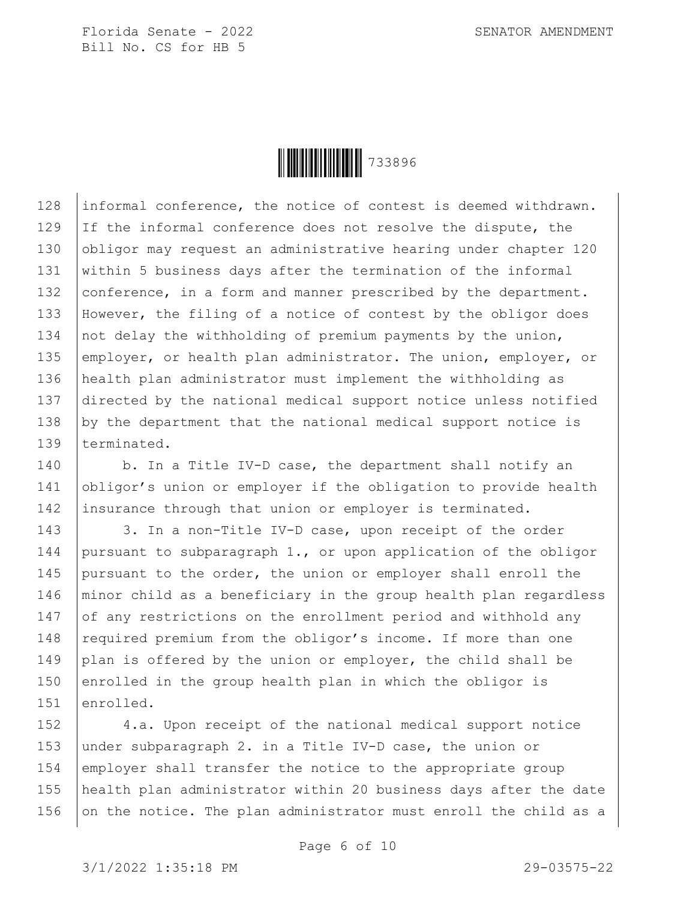informal conference, the notice of contest is deemed withdrawn. If the informal conference does not resolve the dispute, the obligor may request an administrative hearing under chapter 120 within 5 business days after the termination of the informal conference, in a form and manner prescribed by the department. However, the filing of a notice of contest by the obligor does not delay the withholding of premium payments by the union, employer, or health plan administrator. The union, employer, or health plan administrator must implement the withholding as directed by the national medical support notice unless notified by the department that the national medical support notice is terminated.

b. In a Title IV-D case, the department shall notify an obligor's union or employer if the obligation to provide health insurance through that union or employer is terminated.

3. In a non-Title IV-D case, upon receipt of the order pursuant to subparagraph 1., or upon application of the obligor pursuant to the order, the union or employer shall enroll the minor child as a beneficiary in the group health plan regardless of any restrictions on the enrollment period and withhold any required premium from the obligor's income. If more than one plan is offered by the union or employer, the child shall be enrolled in the group health plan in which the obligor is enrolled.

4.a. Upon receipt of the national medical support notice under subparagraph 2. in a Title IV-D case, the union or employer shall transfer the notice to the appropriate group health plan administrator within 20 business days after the date on the notice. The plan administrator must enroll the child as a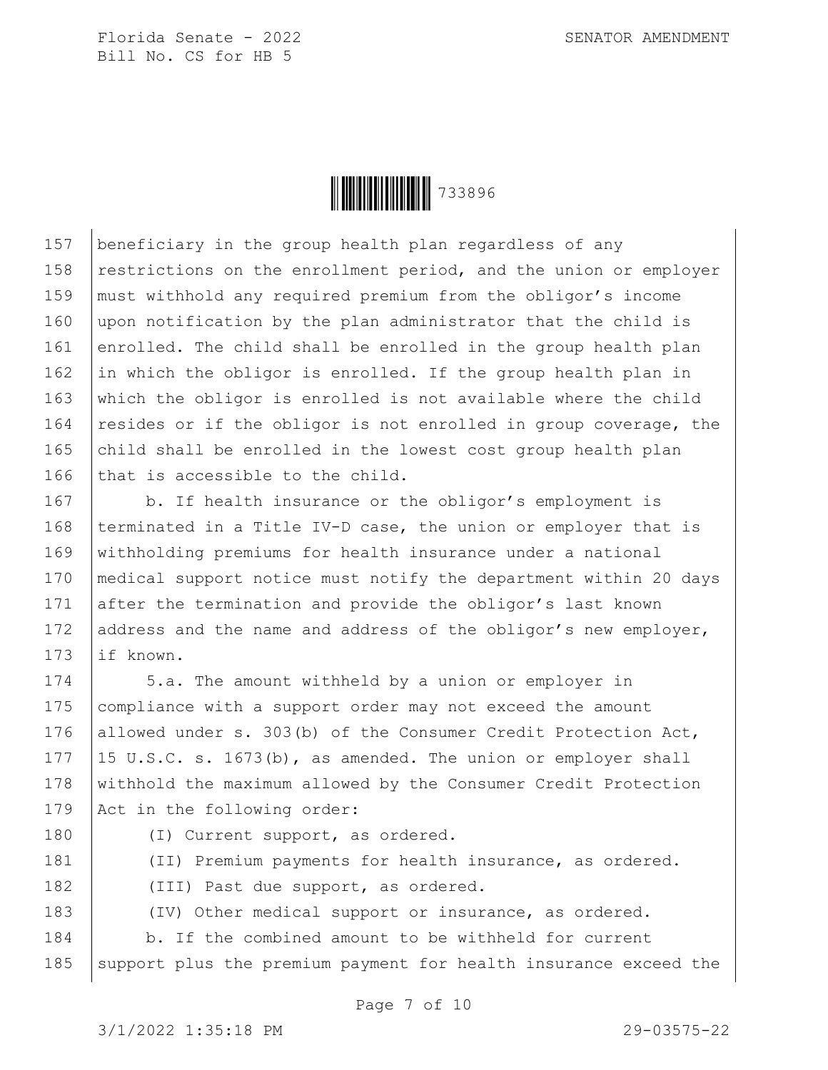beneficiary in the group health plan regardless of any restrictions on the enrollment period, and the union or employer must withhold any required premium from the obligor's income upon notification by the plan administrator that the child is enrolled. The child shall be enrolled in the group health plan in which the obligor is enrolled. If the group health plan in which the obligor is enrolled is not available where the child resides or if the obligor is not enrolled in group coverage, the child shall be enrolled in the lowest cost group health plan that is accessible to the child.

b. If health insurance or the obligor's employment is terminated in a Title IV-D case, the union or employer that is withholding premiums for health insurance under a national medical support notice must notify the department within 20 days after the termination and provide the obligor's last known address and the name and address of the obligor's new employer, if known.

5.a. The amount withheld by a union or employer in compliance with a support order may not exceed the amount allowed under s. 303(b) of the Consumer Credit Protection Act, 15 U.S.C. s. 1673(b), as amended. The union or employer shall withhold the maximum allowed by the Consumer Credit Protection Act in the following order:

(I) Current support, as ordered.

(II) Premium payments for health insurance, as ordered.

(III) Past due support, as ordered.

(IV) Other medical support or insurance, as ordered.

b. If the combined amount to be withheld for current support plus the premium payment for health insurance exceed the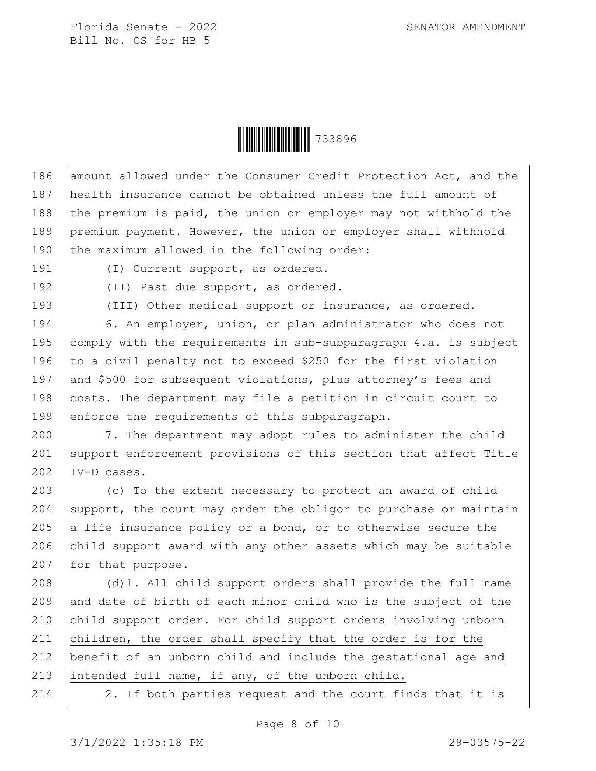amount allowed under the Consumer Credit Protection Act, and the health insurance cannot be obtained unless the full amount of the premium is paid, the union or employer may not withhold the premium payment. However, the union or employer shall withhold the maximum allowed in the following order:

(I) Current support, as ordered.

(II) Past due support, as ordered.

(III) Other medical support or insurance, as ordered.

6. An employer, union, or plan administrator who does not comply with the requirements in sub-subparagraph 4.a. is subject to a civil penalty not to exceed $250 for the first violation and $500 for subsequent violations, plus attorney's fees and costs. The department may file a petition in circuit court to enforce the requirements of this subparagraph.

7. The department may adopt rules to administer the child support enforcement provisions of this section that affect Title IV-D cases.

(c) To the extent necessary to protect an award of child support, the court may order the obligor to purchase or maintain a life insurance policy or a bond, or to otherwise secure the child support award with any other assets which may be suitable for that purpose.

(d)1. All child support orders shall provide the full name and date of birth of each minor child who is the subject of the child support order. <u>For child support orders involving unborn children, the order shall specify that the order is for the benefit of an unborn child and include the gestational age and intended full name, if any, of the unborn child.</u>

2. If both parties request and the court finds that it is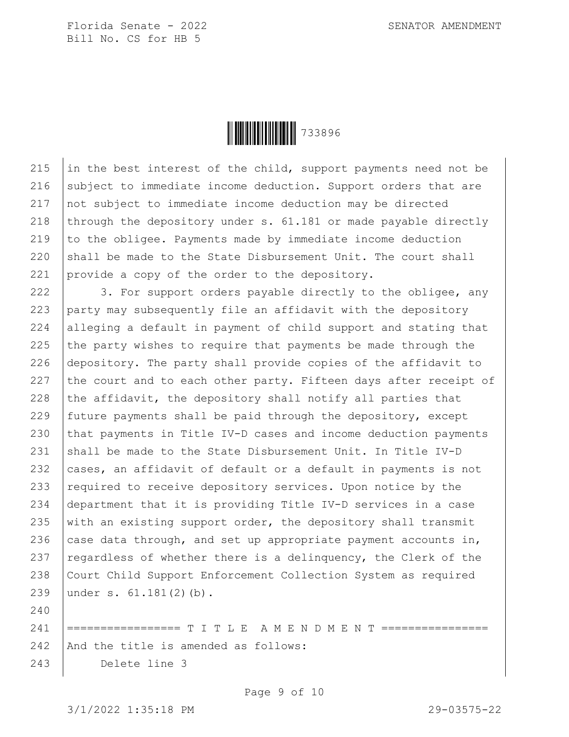in the best interest of the child, support payments need not be subject to immediate income deduction. Support orders that are not subject to immediate income deduction may be directed through the depository under s. 61.181 or made payable directly to the obligee. Payments made by immediate income deduction shall be made to the State Disbursement Unit. The court shall provide a copy of the order to the depository.

3. For support orders payable directly to the obligee, any party may subsequently file an affidavit with the depository alleging a default in payment of child support and stating that the party wishes to require that payments be made through the depository. The party shall provide copies of the affidavit to the court and to each other party. Fifteen days after receipt of the affidavit, the depository shall notify all parties that future payments shall be paid through the depository, except that payments in Title IV-D cases and income deduction payments shall be made to the State Disbursement Unit. In Title IV-D cases, an affidavit of default or a default in payments is not required to receive depository services. Upon notice by the department that it is providing Title IV-D services in a case with an existing support order, the depository shall transmit case data through, and set up appropriate payment accounts in, regardless of whether there is a delinquency, the Clerk of the Court Child Support Enforcement Collection System as required under s. 61.181(2)(b).

================= T I T L E A M E N D M E N T ================

And the title is amended as follows:

Delete line 3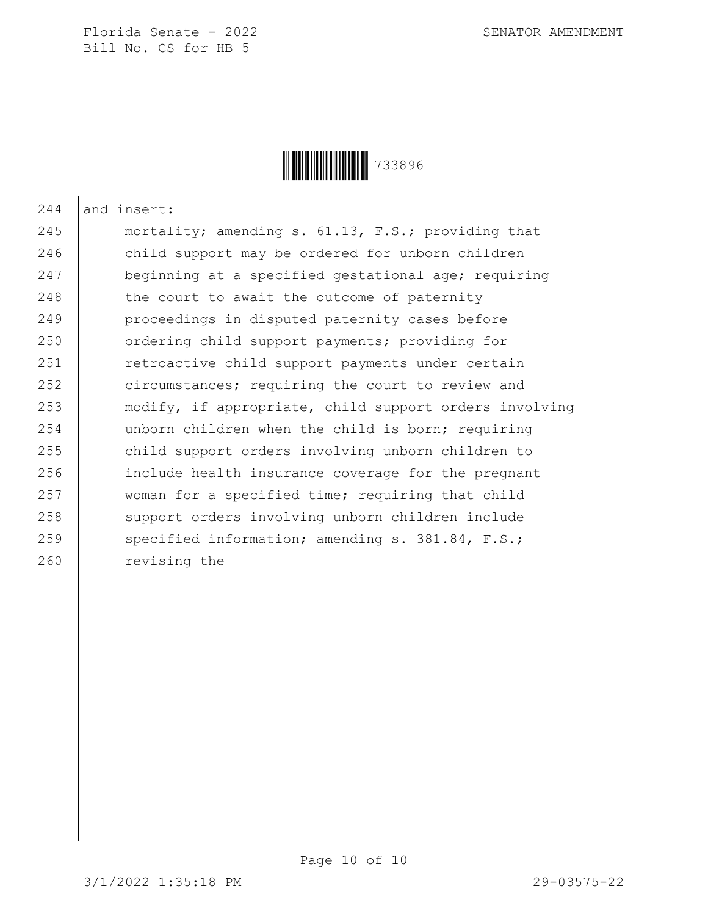244 and insert:

245 mortality; amending s. 61.13, F.S.; providing that
246 child support may be ordered for unborn children
247 beginning at a specified gestational age; requiring
248 the court to await the outcome of paternity
249 proceedings in disputed paternity cases before
250 ordering child support payments; providing for
251 retroactive child support payments under certain
252 circumstances; requiring the court to review and
253 modify, if appropriate, child support orders involving
254 unborn children when the child is born; requiring
255 child support orders involving unborn children to
256 include health insurance coverage for the pregnant
257 woman for a specified time; requiring that child
258 support orders involving unborn children include
259 specified information; amending s. 381.84, F.S.;
260 revising the